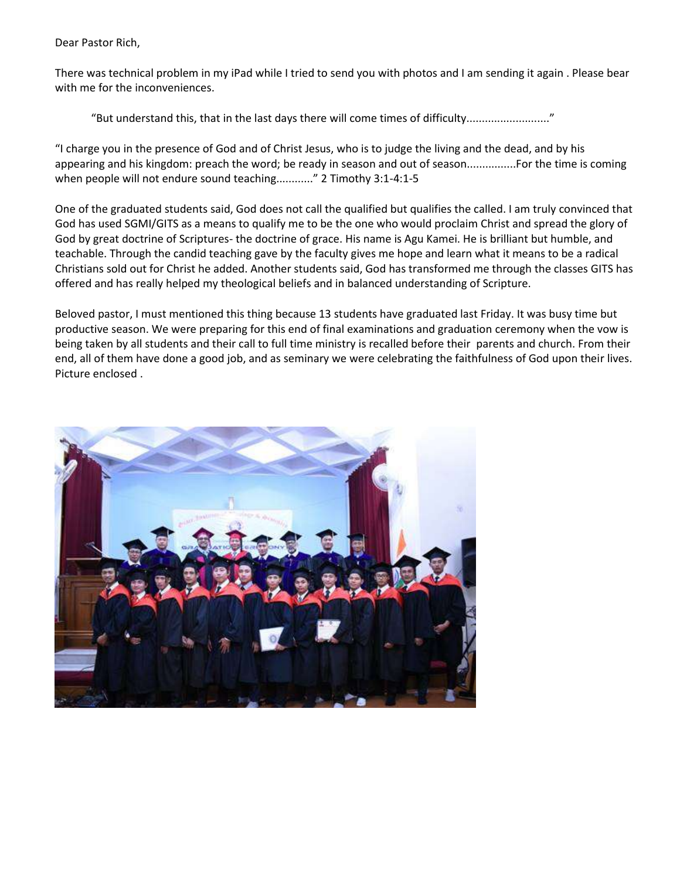Dear Pastor Rich,

There was technical problem in my iPad while I tried to send you with photos and I am sending it again . Please bear with me for the inconveniences.

"But understand this, that in the last days there will come times of difficulty..........................."

"I charge you in the presence of God and of Christ Jesus, who is to judge the living and the dead, and by his appearing and his kingdom: preach the word; be ready in season and out of season................For the time is coming when people will not endure sound teaching..........." 2 Timothy 3:1-4:1-5

One of the graduated students said, God does not call the qualified but qualifies the called. I am truly convinced that God has used SGMI/GITS as a means to qualify me to be the one who would proclaim Christ and spread the glory of God by great doctrine of Scriptures- the doctrine of grace. His name is Agu Kamei. He is brilliant but humble, and teachable. Through the candid teaching gave by the faculty gives me hope and learn what it means to be a radical Christians sold out for Christ he added. Another students said, God has transformed me through the classes GITS has offered and has really helped my theological beliefs and in balanced understanding of Scripture.

Beloved pastor, I must mentioned this thing because 13 students have graduated last Friday. It was busy time but productive season. We were preparing for this end of final examinations and graduation ceremony when the vow is being taken by all students and their call to full time ministry is recalled before their parents and church. From their end, all of them have done a good job, and as seminary we were celebrating the faithfulness of God upon their lives. Picture enclosed .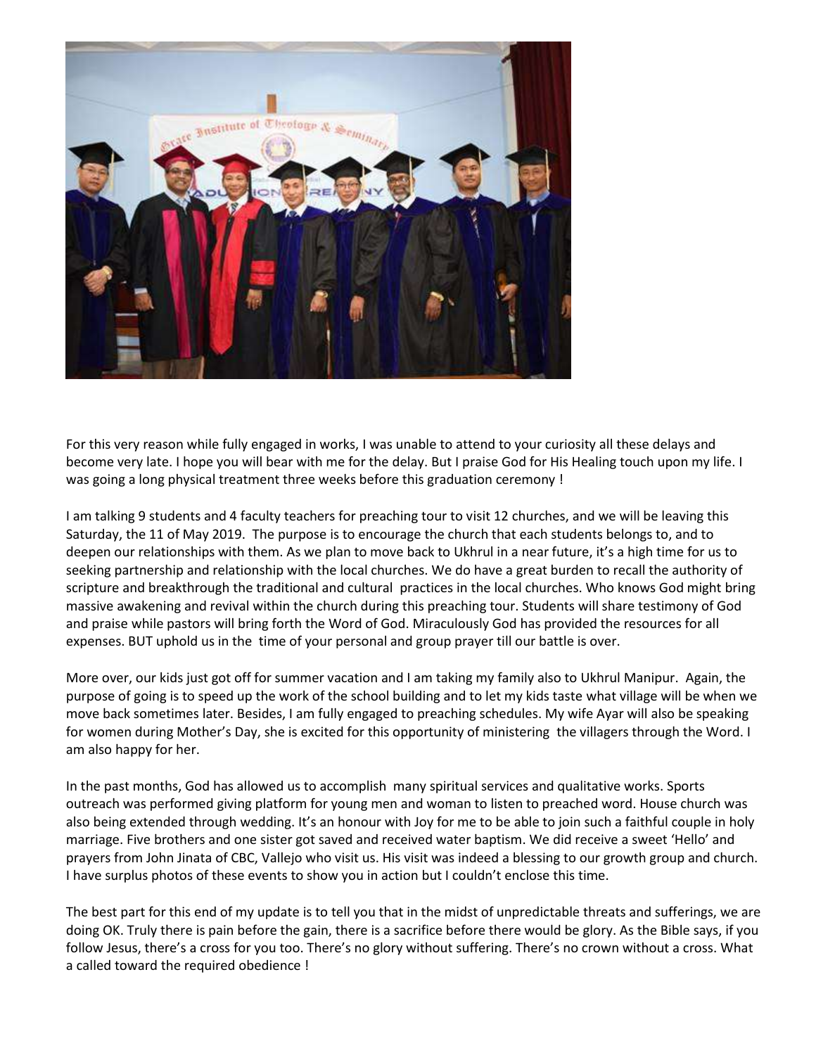For this very reason while fully engaged in works, I was unable to attend to your curiosity all these delays and become very late. I hope you will bear with me for the delay. But I praise God for His Healing touch upon my life. I was going a long physical treatment three weeks before this graduation ceremony !

I am talking 9 students and 4 faculty teachers for preaching tour to visit 12 churches, and we will be leaving this Saturday, the 11 of May 2019. The purpose is to encourage the church that each students belongs to, and to deepen our relationships with them. As we plan to move back to Ukhrul in a near future, it's a high time for us to seeking partnership and relationship with the local churches. We do have a great burden to recall the authority of scripture and breakthrough the traditional and cultural practices in the local churches. Who knows God might bring massive awakening and revival within the church during this preaching tour. Students will share testimony of God and praise while pastors will bring forth the Word of God. Miraculously God has provided the resources for all expenses. BUT uphold us in the time of your personal and group prayer till our battle is over.

More over, our kids just got off for summer vacation and I am taking my family also to Ukhrul Manipur. Again, the purpose of going is to speed up the work of the school building and to let my kids taste what village will be when we move back sometimes later. Besides, I am fully engaged to preaching schedules. My wife Ayar will also be speaking for women during Mother's Day, she is excited for this opportunity of ministering the villagers through the Word. I am also happy for her.

In the past months, God has allowed us to accomplish many spiritual services and qualitative works. Sports outreach was performed giving platform for young men and woman to listen to preached word. House church was also being extended through wedding. It's an honour with Joy for me to be able to join such a faithful couple in holy marriage. Five brothers and one sister got saved and received water baptism. We did receive a sweet 'Hello' and prayers from John Jinata of CBC, Vallejo who visit us. His visit was indeed a blessing to our growth group and church. I have surplus photos of these events to show you in action but I couldn't enclose this time.

The best part for this end of my update is to tell you that in the midst of unpredictable threats and sufferings, we are doing OK. Truly there is pain before the gain, there is a sacrifice before there would be glory. As the Bible says, if you follow Jesus, there's a cross for you too. There's no glory without suffering. There's no crown without a cross. What a called toward the required obedience !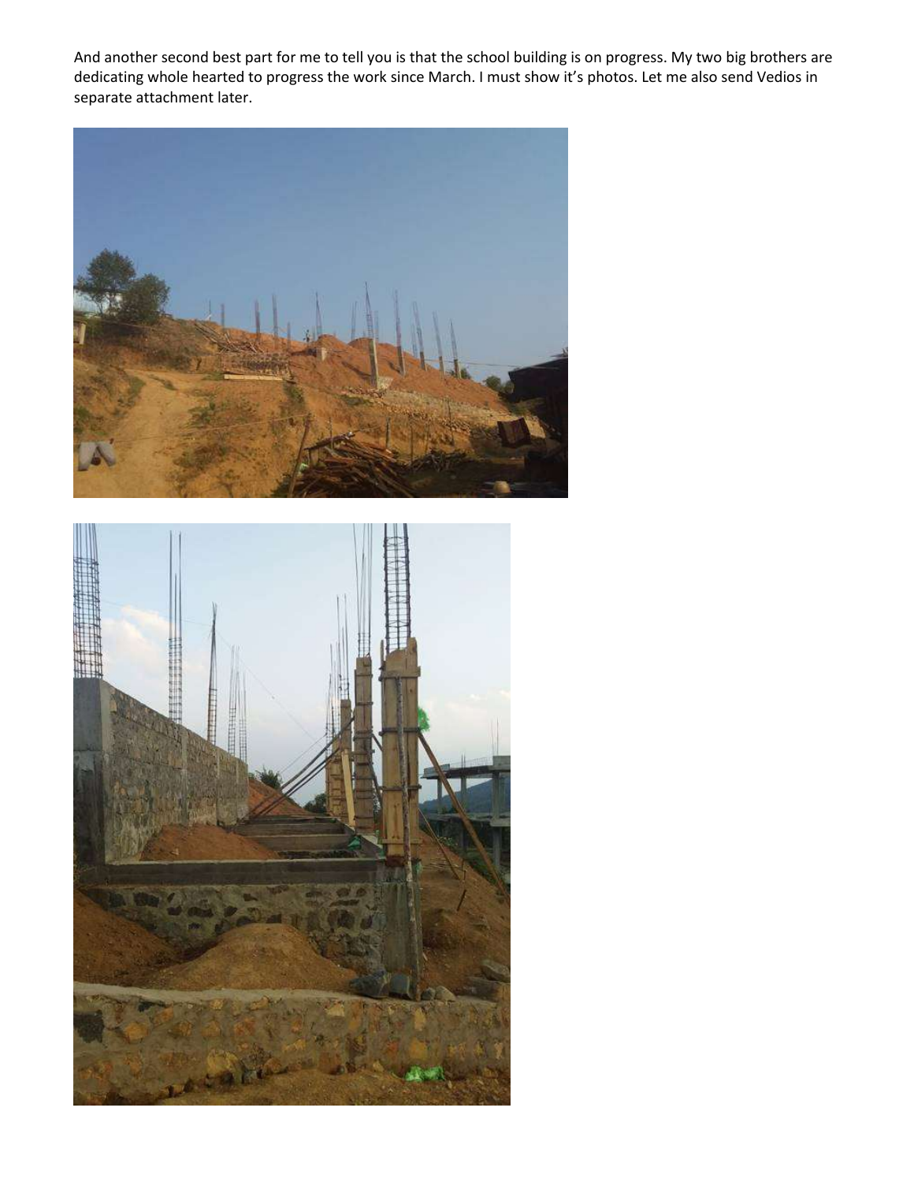And another second best part for me to tell you is that the school building is on progress. My two big brothers are dedicating whole hearted to progress the work since March. I must show it's photos. Let me also send Vedios in separate attachment later.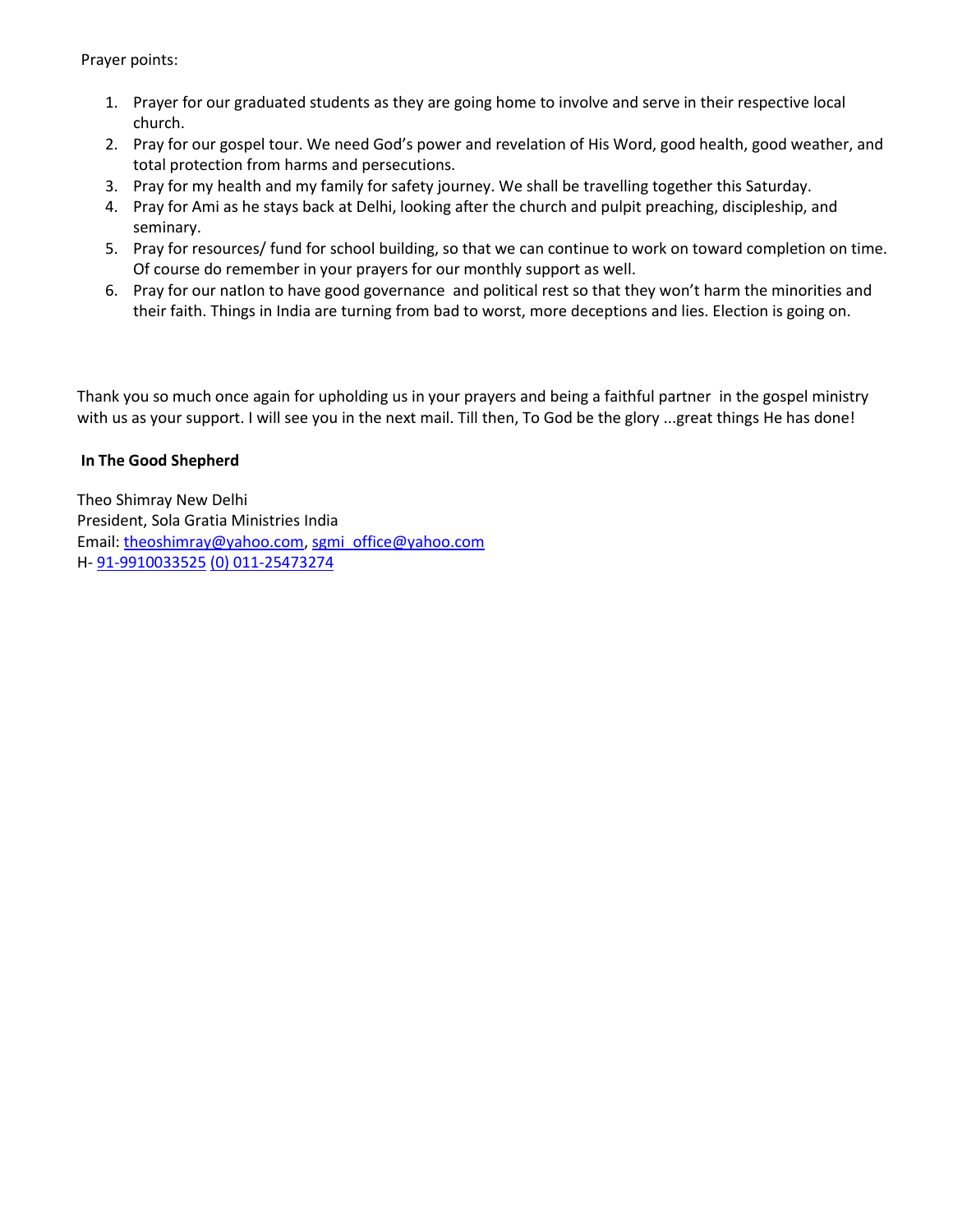Prayer points:

1. Prayer for our graduated students as they are going home to involve and serve in their respective local church.
2. Pray for our gospel tour. We need God's power and revelation of His Word, good health, good weather, and total protection from harms and persecutions.
3. Pray for my health and my family for safety journey. We shall be travelling together this Saturday.
4. Pray for Ami as he stays back at Delhi, looking after the church and pulpit preaching, discipleship, and seminary.
5. Pray for resources/ fund for school building, so that we can continue to work on toward completion on time. Of course do remember in your prayers for our monthly support as well.
6. Pray for our natIon to have good governance and political rest so that they won't harm the minorities and their faith. Things in India are turning from bad to worst, more deceptions and lies. Election is going on.

Thank you so much once again for upholding us in your prayers and being a faithful partner in the gospel ministry with us as your support. I will see you in the next mail. Till then, To God be the glory ...great things He has done!

**In The Good Shepherd**

Theo Shimray New Delhi
President, Sola Gratia Ministries India
Email: theoshimray@yahoo.com, sgmi_office@yahoo.com
H- 91-9910033525 (0) 011-25473274